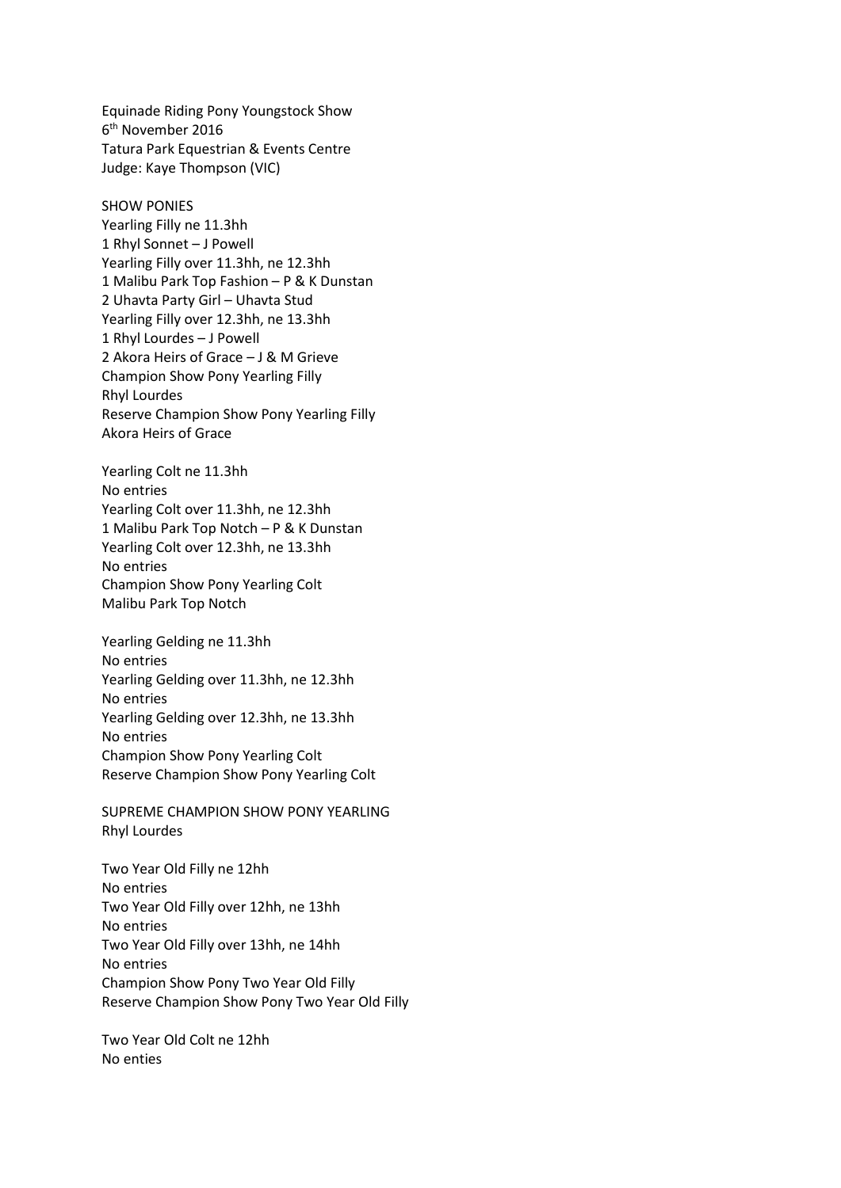Equinade Riding Pony Youngstock Show
6th November 2016
Tatura Park Equestrian & Events Centre
Judge: Kaye Thompson (VIC)

SHOW PONIES
Yearling Filly ne 11.3hh
1 Rhyl Sonnet – J Powell
Yearling Filly over 11.3hh, ne 12.3hh
1 Malibu Park Top Fashion – P & K Dunstan
2 Uhavta Party Girl – Uhavta Stud
Yearling Filly over 12.3hh, ne 13.3hh
1 Rhyl Lourdes – J Powell
2 Akora Heirs of Grace – J & M Grieve
Champion Show Pony Yearling Filly
Rhyl Lourdes
Reserve Champion Show Pony Yearling Filly
Akora Heirs of Grace

Yearling Colt ne 11.3hh
No entries
Yearling Colt over 11.3hh, ne 12.3hh
1 Malibu Park Top Notch – P & K Dunstan
Yearling Colt over 12.3hh, ne 13.3hh
No entries
Champion Show Pony Yearling Colt
Malibu Park Top Notch

Yearling Gelding ne 11.3hh
No entries
Yearling Gelding over 11.3hh, ne 12.3hh
No entries
Yearling Gelding over 12.3hh, ne 13.3hh
No entries
Champion Show Pony Yearling Colt
Reserve Champion Show Pony Yearling Colt

SUPREME CHAMPION SHOW PONY YEARLING
Rhyl Lourdes

Two Year Old Filly ne 12hh
No entries
Two Year Old Filly over 12hh, ne 13hh
No entries
Two Year Old Filly over 13hh, ne 14hh
No entries
Champion Show Pony Two Year Old Filly
Reserve Champion Show Pony Two Year Old Filly

Two Year Old Colt ne 12hh
No enties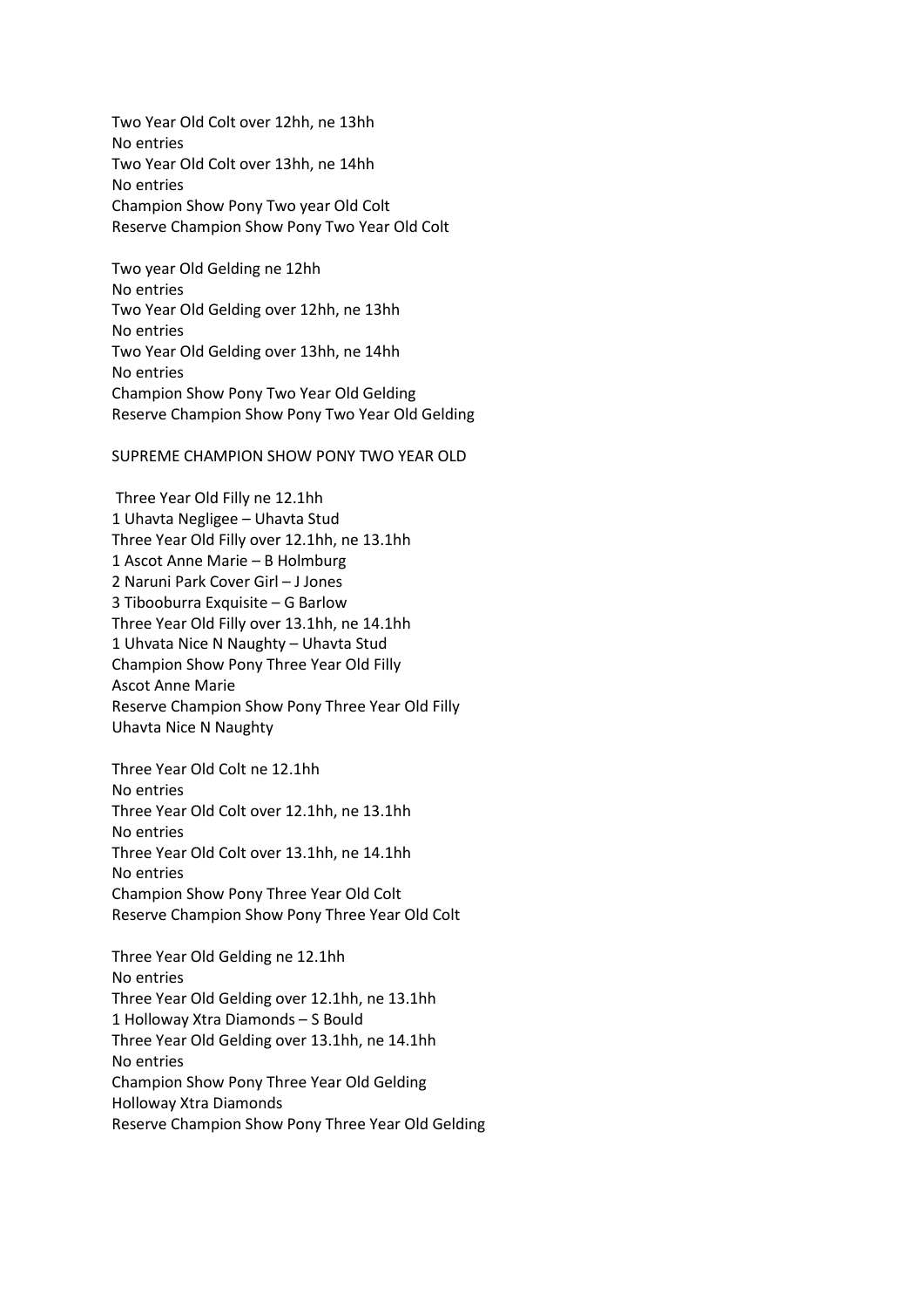Two Year Old Colt over 12hh, ne 13hh
No entries
Two Year Old Colt over 13hh, ne 14hh
No entries
Champion Show Pony Two year Old Colt
Reserve Champion Show Pony Two Year Old Colt

Two year Old Gelding ne 12hh
No entries
Two Year Old Gelding over 12hh, ne 13hh
No entries
Two Year Old Gelding over 13hh, ne 14hh
No entries
Champion Show Pony Two Year Old Gelding
Reserve Champion Show Pony Two Year Old Gelding

SUPREME CHAMPION SHOW PONY TWO YEAR OLD

Three Year Old Filly ne 12.1hh
1 Uhavta Negligee – Uhavta Stud
Three Year Old Filly over 12.1hh, ne 13.1hh
1 Ascot Anne Marie – B Holmburg
2 Naruni Park Cover Girl – J Jones
3 Tibooburra Exquisite – G Barlow
Three Year Old Filly over 13.1hh, ne 14.1hh
1 Uhvata Nice N Naughty – Uhavta Stud
Champion Show Pony Three Year Old Filly
Ascot Anne Marie
Reserve Champion Show Pony Three Year Old Filly
Uhavta Nice N Naughty

Three Year Old Colt ne 12.1hh
No entries
Three Year Old Colt over 12.1hh, ne 13.1hh
No entries
Three Year Old Colt over 13.1hh, ne 14.1hh
No entries
Champion Show Pony Three Year Old Colt
Reserve Champion Show Pony Three Year Old Colt

Three Year Old Gelding ne 12.1hh
No entries
Three Year Old Gelding over 12.1hh, ne 13.1hh
1 Holloway Xtra Diamonds – S Bould
Three Year Old Gelding over 13.1hh, ne 14.1hh
No entries
Champion Show Pony Three Year Old Gelding
Holloway Xtra Diamonds
Reserve Champion Show Pony Three Year Old Gelding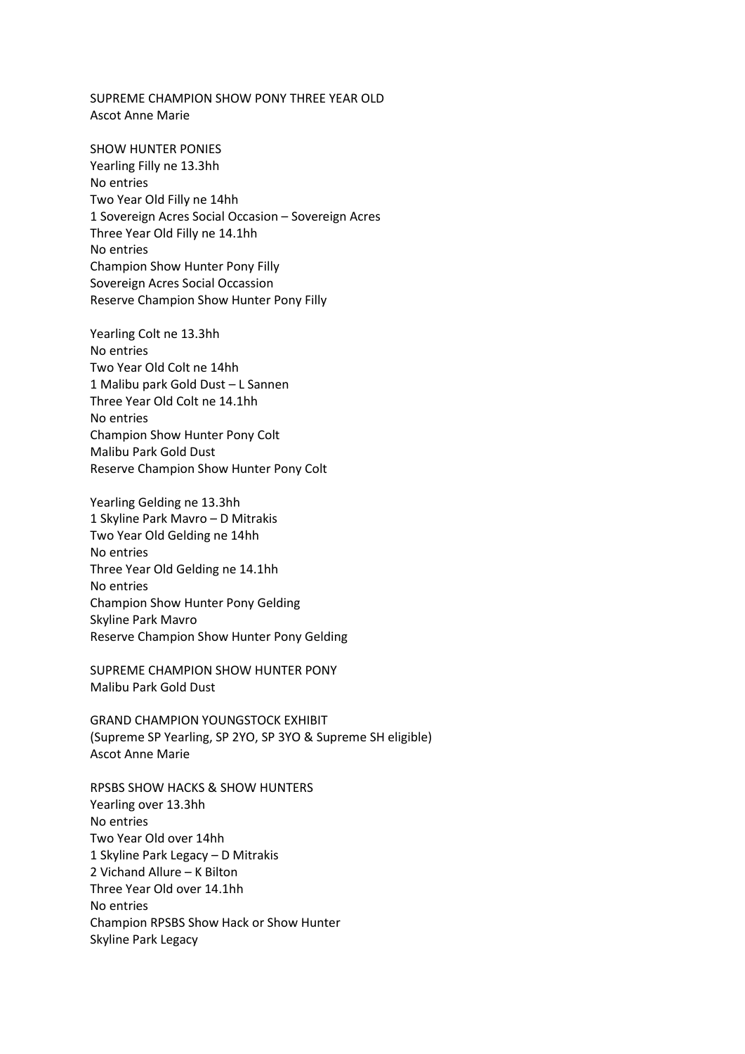SUPREME CHAMPION SHOW PONY THREE YEAR OLD
Ascot Anne Marie

SHOW HUNTER PONIES
Yearling Filly ne 13.3hh
No entries
Two Year Old Filly ne 14hh
1 Sovereign Acres Social Occasion – Sovereign Acres
Three Year Old Filly ne 14.1hh
No entries
Champion Show Hunter Pony Filly
Sovereign Acres Social Occassion
Reserve Champion Show Hunter Pony Filly

Yearling Colt ne 13.3hh
No entries
Two Year Old Colt ne 14hh
1 Malibu park Gold Dust – L Sannen
Three Year Old Colt ne 14.1hh
No entries
Champion Show Hunter Pony Colt
Malibu Park Gold Dust
Reserve Champion Show Hunter Pony Colt

Yearling Gelding ne 13.3hh
1 Skyline Park Mavro – D Mitrakis
Two Year Old Gelding ne 14hh
No entries
Three Year Old Gelding ne 14.1hh
No entries
Champion Show Hunter Pony Gelding
Skyline Park Mavro
Reserve Champion Show Hunter Pony Gelding

SUPREME CHAMPION SHOW HUNTER PONY
Malibu Park Gold Dust

GRAND CHAMPION YOUNGSTOCK EXHIBIT
(Supreme SP Yearling, SP 2YO, SP 3YO & Supreme SH eligible)
Ascot Anne Marie

RPSBS SHOW HACKS & SHOW HUNTERS
Yearling over 13.3hh
No entries
Two Year Old over 14hh
1 Skyline Park Legacy – D Mitrakis
2 Vichand Allure – K Bilton
Three Year Old over 14.1hh
No entries
Champion RPSBS Show Hack or Show Hunter
Skyline Park Legacy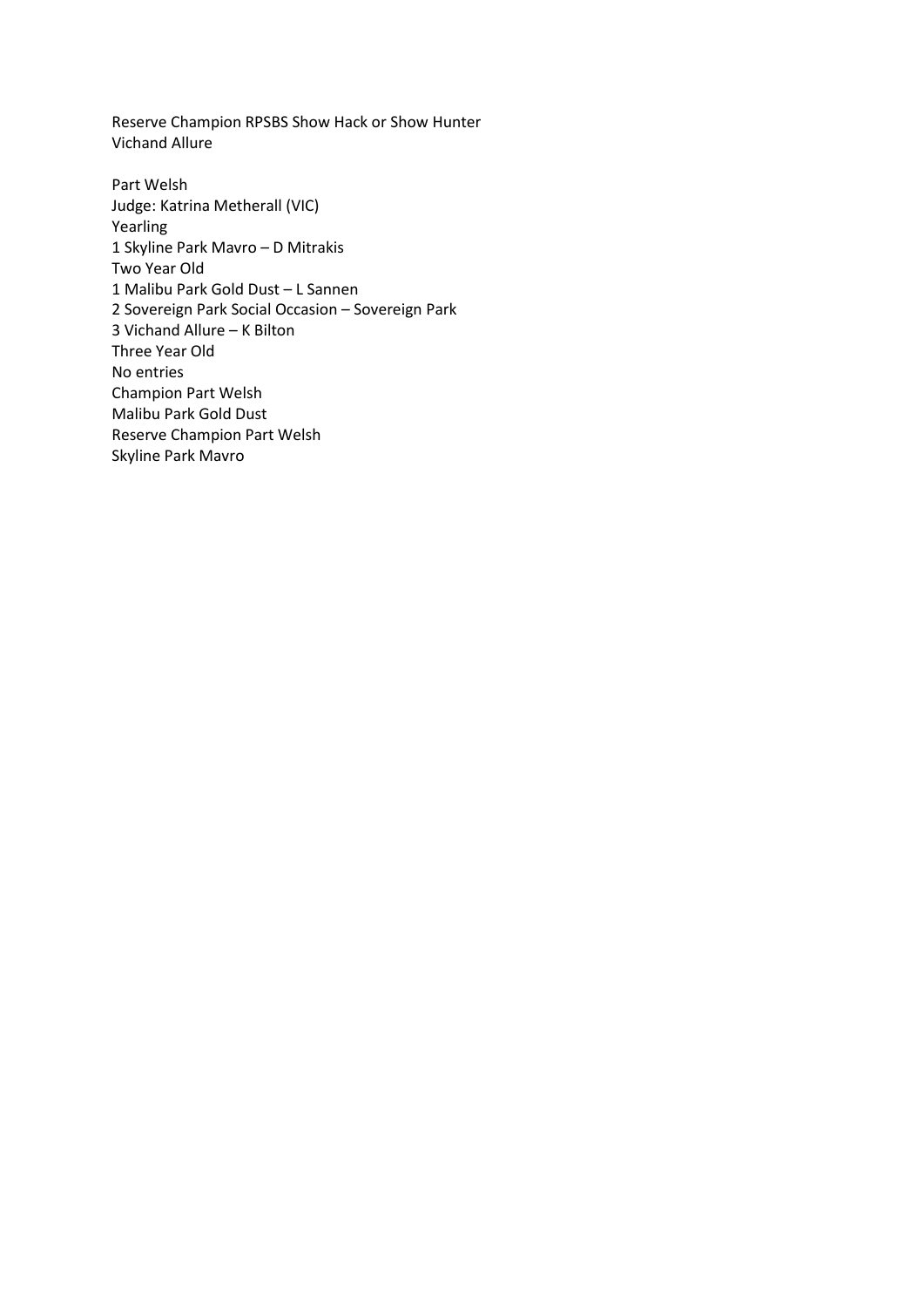Reserve Champion RPSBS Show Hack or Show Hunter
Vichand Allure

Part Welsh
Judge: Katrina Metherall (VIC)
Yearling
1 Skyline Park Mavro – D Mitrakis
Two Year Old
1 Malibu Park Gold Dust – L Sannen
2 Sovereign Park Social Occasion – Sovereign Park
3 Vichand Allure – K Bilton
Three Year Old
No entries
Champion Part Welsh
Malibu Park Gold Dust
Reserve Champion Part Welsh
Skyline Park Mavro